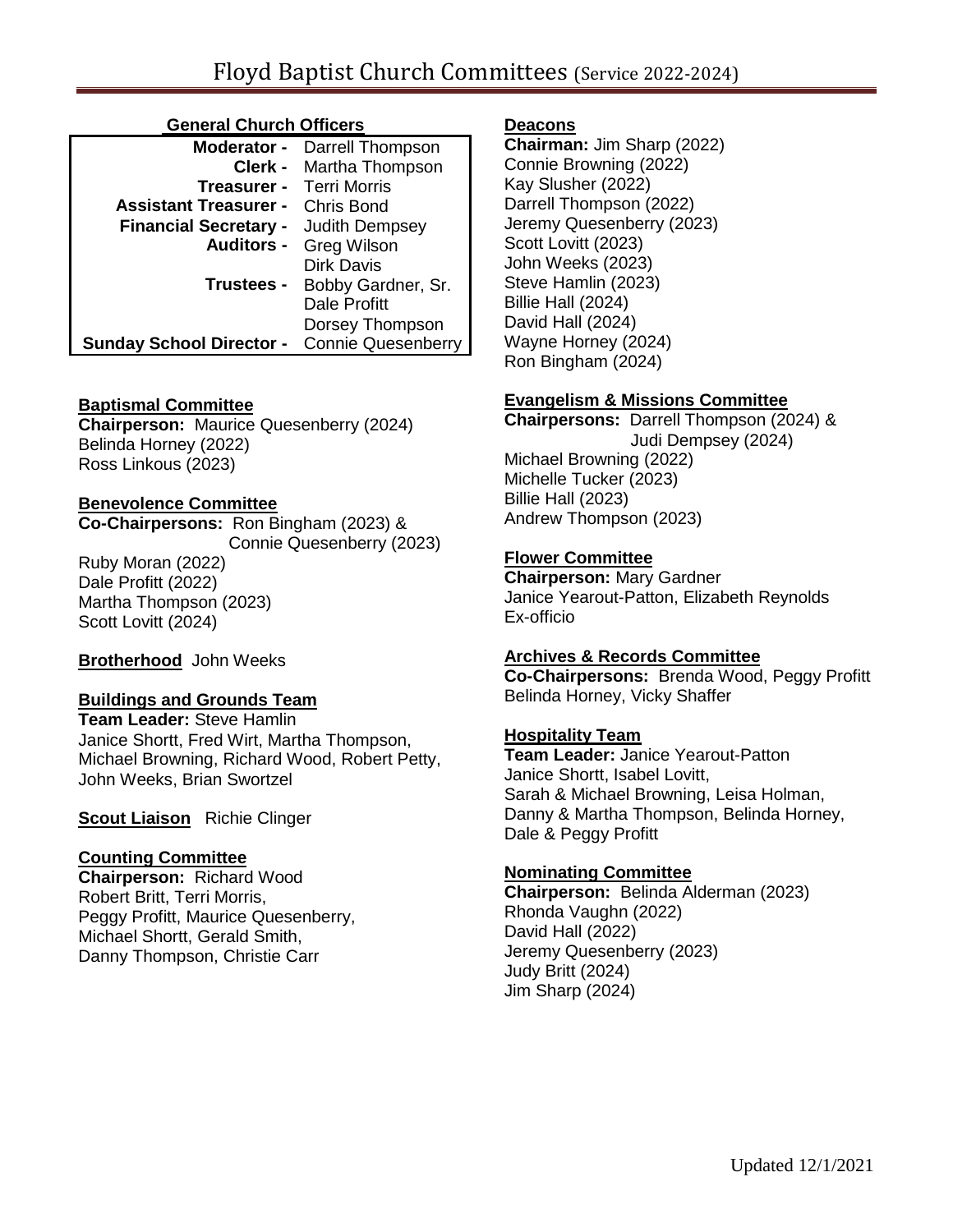# Floyd Baptist Church Committees (Service 2022-2024)

## General Church Officers

| | |
|---|---|
| **Moderator -** | Darrell Thompson |
| **Clerk -** | Martha Thompson |
| **Treasurer -** | Terri Morris |
| **Assistant Treasurer -** | Chris Bond |
| **Financial Secretary -** | Judith Dempsey |
| **Auditors -** | Greg Wilson |
| | Dirk Davis |
| **Trustees -** | Bobby Gardner, Sr. |
| | Dale Profitt |
| | Dorsey Thompson |
| **Sunday School Director -** | Connie Quesenberry |

**Baptismal Committee**

**Chairperson:** Maurice Quesenberry (2024)
Belinda Horney (2022)
Ross Linkous (2023)

**Benevolence Committee**

**Co-Chairpersons:** Ron Bingham (2023) &
Connie Quesenberry (2023)
Ruby Moran (2022)
Dale Profitt (2022)
Martha Thompson (2023)
Scott Lovitt (2024)

**Brotherhood** John Weeks

**Buildings and Grounds Team**

**Team Leader:** Steve Hamlin
Janice Shortt, Fred Wirt, Martha Thompson, Michael Browning, Richard Wood, Robert Petty, John Weeks, Brian Swortzel

**Scout Liaison** Richie Clinger

**Counting Committee**

**Chairperson:** Richard Wood
Robert Britt, Terri Morris,
Peggy Profitt, Maurice Quesenberry,
Michael Shortt, Gerald Smith,
Danny Thompson, Christie Carr

**Deacons**

**Chairman:** Jim Sharp (2022)
Connie Browning (2022)
Kay Slusher (2022)
Darrell Thompson (2022)
Jeremy Quesenberry (2023)
Scott Lovitt (2023)
John Weeks (2023)
Steve Hamlin (2023)
Billie Hall (2024)
David Hall (2024)
Wayne Horney (2024)
Ron Bingham (2024)

**Evangelism & Missions Committee**

**Chairpersons:** Darrell Thompson (2024) &
Judi Dempsey (2024)
Michael Browning (2022)
Michelle Tucker (2023)
Billie Hall (2023)
Andrew Thompson (2023)

**Flower Committee**

**Chairperson:** Mary Gardner
Janice Yearout-Patton, Elizabeth Reynolds
Ex-officio

**Archives & Records Committee**

**Co-Chairpersons:** Brenda Wood, Peggy Profitt
Belinda Horney, Vicky Shaffer

**Hospitality Team**

**Team Leader:** Janice Yearout-Patton
Janice Shortt, Isabel Lovitt,
Sarah & Michael Browning, Leisa Holman,
Danny & Martha Thompson, Belinda Horney,
Dale & Peggy Profitt

**Nominating Committee**

**Chairperson:** Belinda Alderman (2023)
Rhonda Vaughn (2022)
David Hall (2022)
Jeremy Quesenberry (2023)
Judy Britt (2024)
Jim Sharp (2024)

Updated 12/1/2021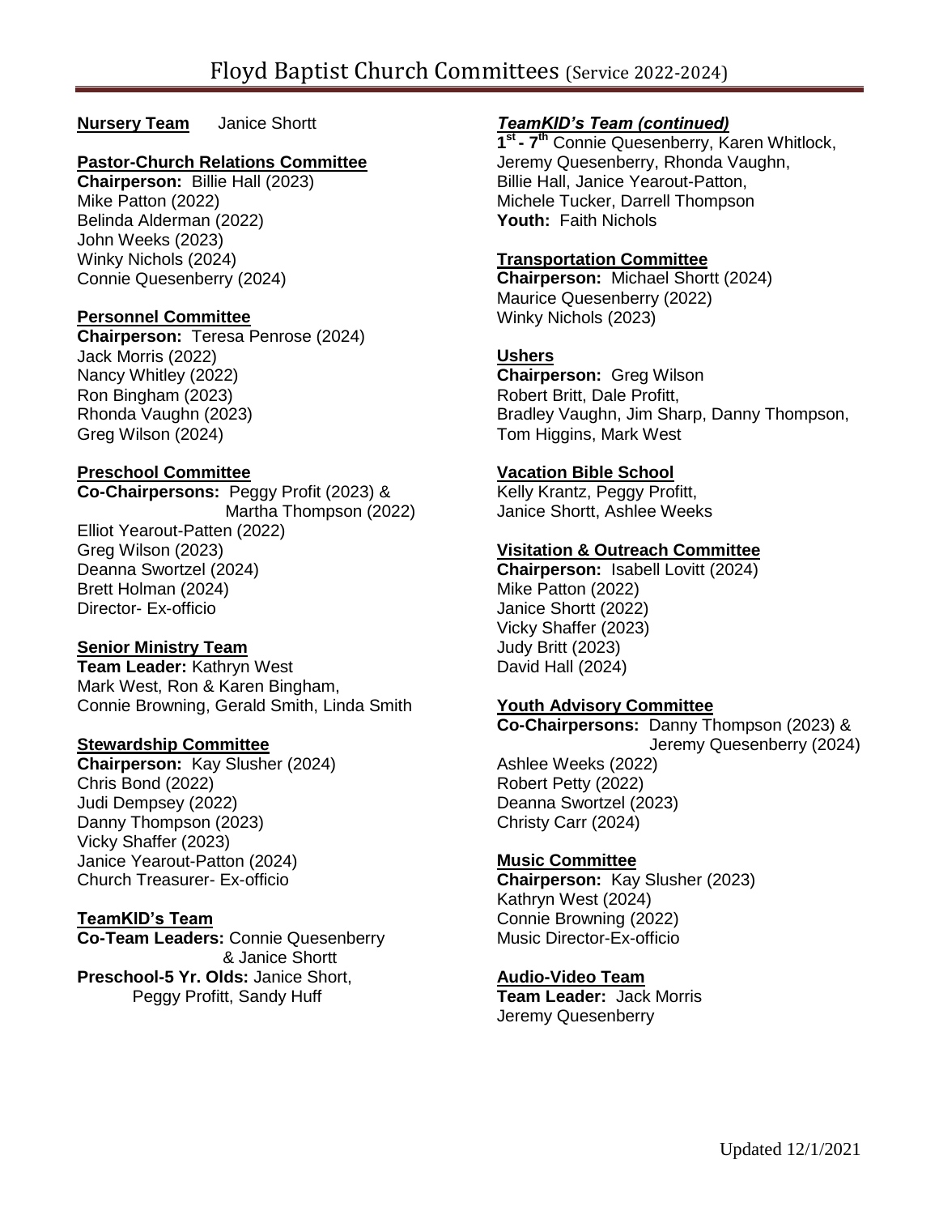# Floyd Baptist Church Committees (Service 2022-2024)

**Nursery Team** Janice Shortt

**Pastor-Church Relations Committee**
**Chairperson:** Billie Hall (2023)
Mike Patton (2022)
Belinda Alderman (2022)
John Weeks (2023)
Winky Nichols (2024)
Connie Quesenberry (2024)

**Personnel Committee**
**Chairperson:** Teresa Penrose (2024)
Jack Morris (2022)
Nancy Whitley (2022)
Ron Bingham (2023)
Rhonda Vaughn (2023)
Greg Wilson (2024)

**Preschool Committee**
**Co-Chairpersons:** Peggy Profit (2023) & Martha Thompson (2022)
Elliot Yearout-Patten (2022)
Greg Wilson (2023)
Deanna Swortzel (2024)
Brett Holman (2024)
Director- Ex-officio

**Senior Ministry Team**
**Team Leader:** Kathryn West
Mark West, Ron & Karen Bingham, Connie Browning, Gerald Smith, Linda Smith

**Stewardship Committee**
**Chairperson:** Kay Slusher (2024)
Chris Bond (2022)
Judi Dempsey (2022)
Danny Thompson (2023)
Vicky Shaffer (2023)
Janice Yearout-Patton (2024)
Church Treasurer- Ex-officio

**TeamKID's Team**
**Co-Team Leaders:** Connie Quesenberry & Janice Shortt
**Preschool-5 Yr. Olds:** Janice Short, Peggy Profitt, Sandy Huff

***TeamKID's Team (continued)***
**1st - 7th** Connie Quesenberry, Karen Whitlock, Jeremy Quesenberry, Rhonda Vaughn, Billie Hall, Janice Yearout-Patton, Michele Tucker, Darrell Thompson
**Youth:** Faith Nichols

**Transportation Committee**
**Chairperson:** Michael Shortt (2024)
Maurice Quesenberry (2022)
Winky Nichols (2023)

**Ushers**
**Chairperson:** Greg Wilson
Robert Britt, Dale Profitt, Bradley Vaughn, Jim Sharp, Danny Thompson, Tom Higgins, Mark West

**Vacation Bible School**
Kelly Krantz, Peggy Profitt, Janice Shortt, Ashlee Weeks

**Visitation & Outreach Committee**
**Chairperson:** Isabell Lovitt (2024)
Mike Patton (2022)
Janice Shortt (2022)
Vicky Shaffer (2023)
Judy Britt (2023)
David Hall (2024)

**Youth Advisory Committee**
**Co-Chairpersons:** Danny Thompson (2023) & Jeremy Quesenberry (2024)
Ashlee Weeks (2022)
Robert Petty (2022)
Deanna Swortzel (2023)
Christy Carr (2024)

**Music Committee**
**Chairperson:** Kay Slusher (2023)
Kathryn West (2024)
Connie Browning (2022)
Music Director-Ex-officio

**Audio-Video Team**
**Team Leader:** Jack Morris
Jeremy Quesenberry

Updated 12/1/2021